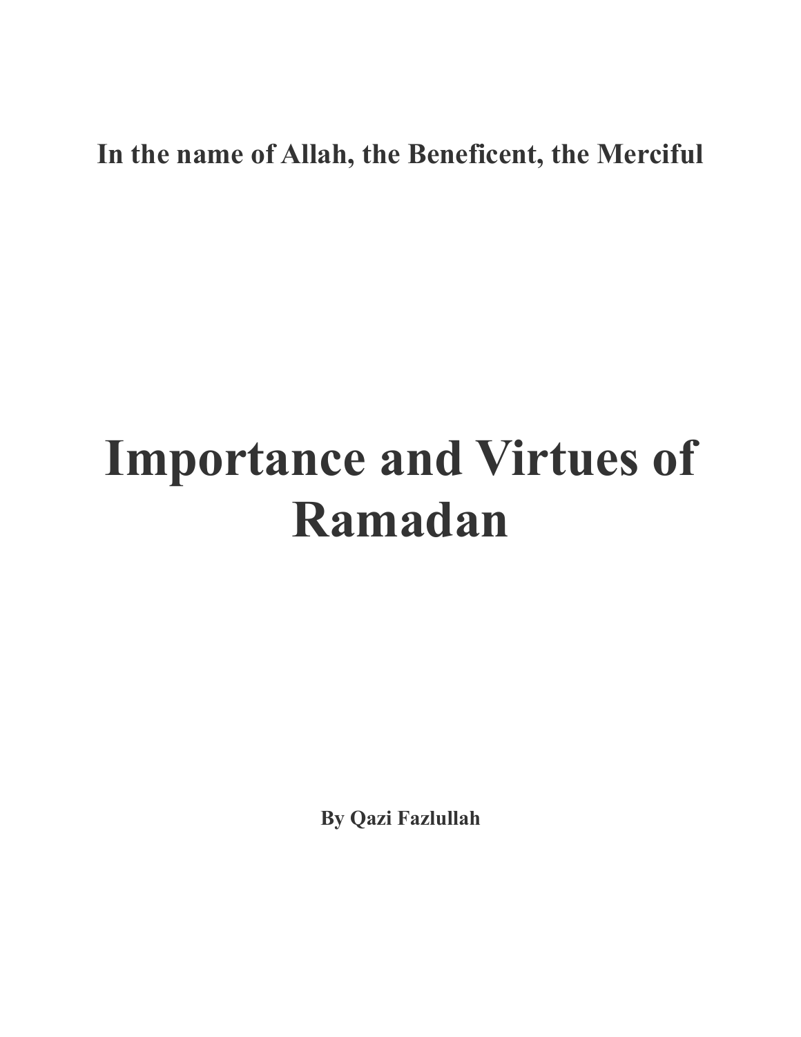**In the name of Allah, the Beneficent, the Merciful**

# Importance and Virtues of Ramadan

**By Qazi Fazlullah**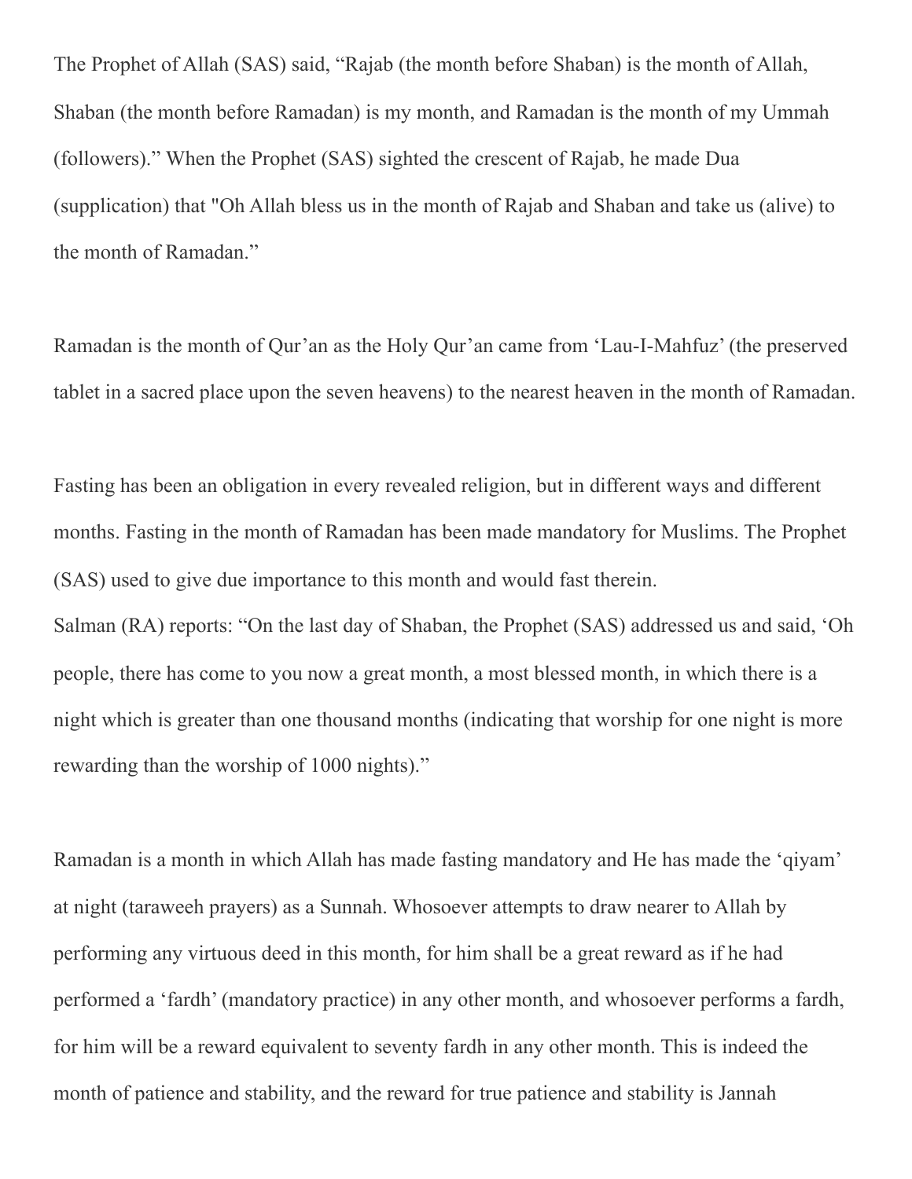The Prophet of Allah (SAS) said, “Rajab (the month before Shaban) is the month of Allah, Shaban (the month before Ramadan) is my month, and Ramadan is the month of my Ummah (followers).” When the Prophet (SAS) sighted the crescent of Rajab, he made Dua (supplication) that "Oh Allah bless us in the month of Rajab and Shaban and take us (alive) to the month of Ramadan.”

Ramadan is the month of Qur’an as the Holy Qur’an came from ‘Lau-I-Mahfuz’ (the preserved tablet in a sacred place upon the seven heavens) to the nearest heaven in the month of Ramadan.

Fasting has been an obligation in every revealed religion, but in different ways and different months. Fasting in the month of Ramadan has been made mandatory for Muslims. The Prophet (SAS) used to give due importance to this month and would fast therein.
Salman (RA) reports: “On the last day of Shaban, the Prophet (SAS) addressed us and said, ‘Oh people, there has come to you now a great month, a most blessed month, in which there is a night which is greater than one thousand months (indicating that worship for one night is more rewarding than the worship of 1000 nights).”

Ramadan is a month in which Allah has made fasting mandatory and He has made the ‘qiyam’ at night (taraweeh prayers) as a Sunnah. Whosoever attempts to draw nearer to Allah by performing any virtuous deed in this month, for him shall be a great reward as if he had performed a ‘fardh’ (mandatory practice) in any other month, and whosoever performs a fardh, for him will be a reward equivalent to seventy fardh in any other month. This is indeed the month of patience and stability, and the reward for true patience and stability is Jannah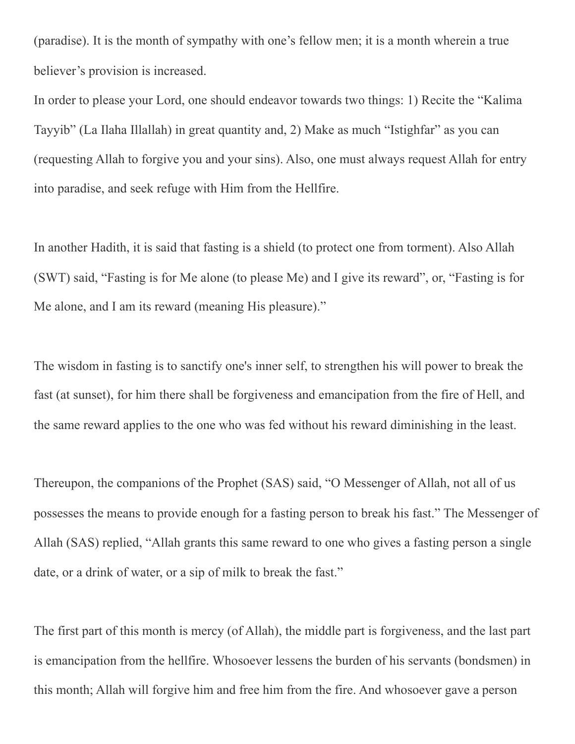(paradise). It is the month of sympathy with one's fellow men; it is a month wherein a true believer's provision is increased.

In order to please your Lord, one should endeavor towards two things: 1) Recite the "Kalima Tayyib" (La Ilaha Illallah) in great quantity and, 2) Make as much "Istighfar" as you can (requesting Allah to forgive you and your sins). Also, one must always request Allah for entry into paradise, and seek refuge with Him from the Hellfire.

In another Hadith, it is said that fasting is a shield (to protect one from torment). Also Allah (SWT) said, "Fasting is for Me alone (to please Me) and I give its reward", or, "Fasting is for Me alone, and I am its reward (meaning His pleasure)."

The wisdom in fasting is to sanctify one's inner self, to strengthen his will power to break the fast (at sunset), for him there shall be forgiveness and emancipation from the fire of Hell, and the same reward applies to the one who was fed without his reward diminishing in the least.

Thereupon, the companions of the Prophet (SAS) said, "O Messenger of Allah, not all of us possesses the means to provide enough for a fasting person to break his fast." The Messenger of Allah (SAS) replied, "Allah grants this same reward to one who gives a fasting person a single date, or a drink of water, or a sip of milk to break the fast."

The first part of this month is mercy (of Allah), the middle part is forgiveness, and the last part is emancipation from the hellfire. Whosoever lessens the burden of his servants (bondsmen) in this month; Allah will forgive him and free him from the fire. And whosoever gave a person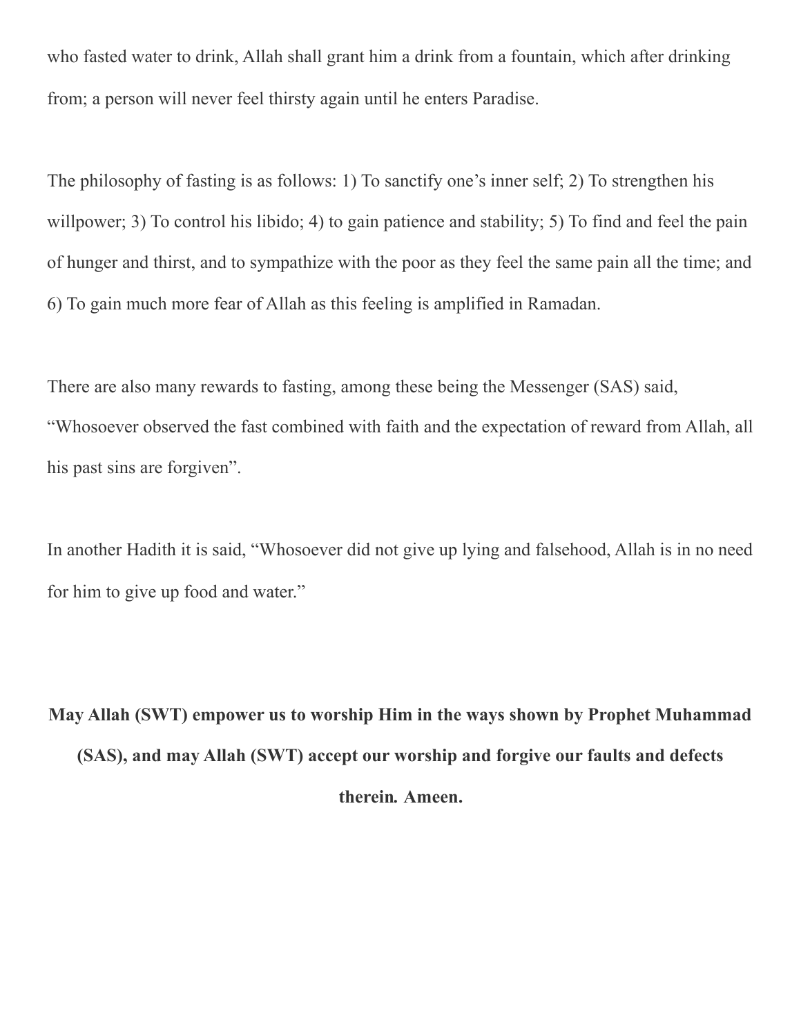who fasted water to drink, Allah shall grant him a drink from a fountain, which after drinking from; a person will never feel thirsty again until he enters Paradise.

The philosophy of fasting is as follows: 1) To sanctify one's inner self; 2) To strengthen his willpower; 3) To control his libido; 4) to gain patience and stability; 5) To find and feel the pain of hunger and thirst, and to sympathize with the poor as they feel the same pain all the time; and 6) To gain much more fear of Allah as this feeling is amplified in Ramadan.

There are also many rewards to fasting, among these being the Messenger (SAS) said, "Whosoever observed the fast combined with faith and the expectation of reward from Allah, all his past sins are forgiven".

In another Hadith it is said, "Whosoever did not give up lying and falsehood, Allah is in no need for him to give up food and water."

**May Allah (SWT) empower us to worship Him in the ways shown by Prophet Muhammad (SAS), and may Allah (SWT) accept our worship and forgive our faults and defects therein. Ameen.**